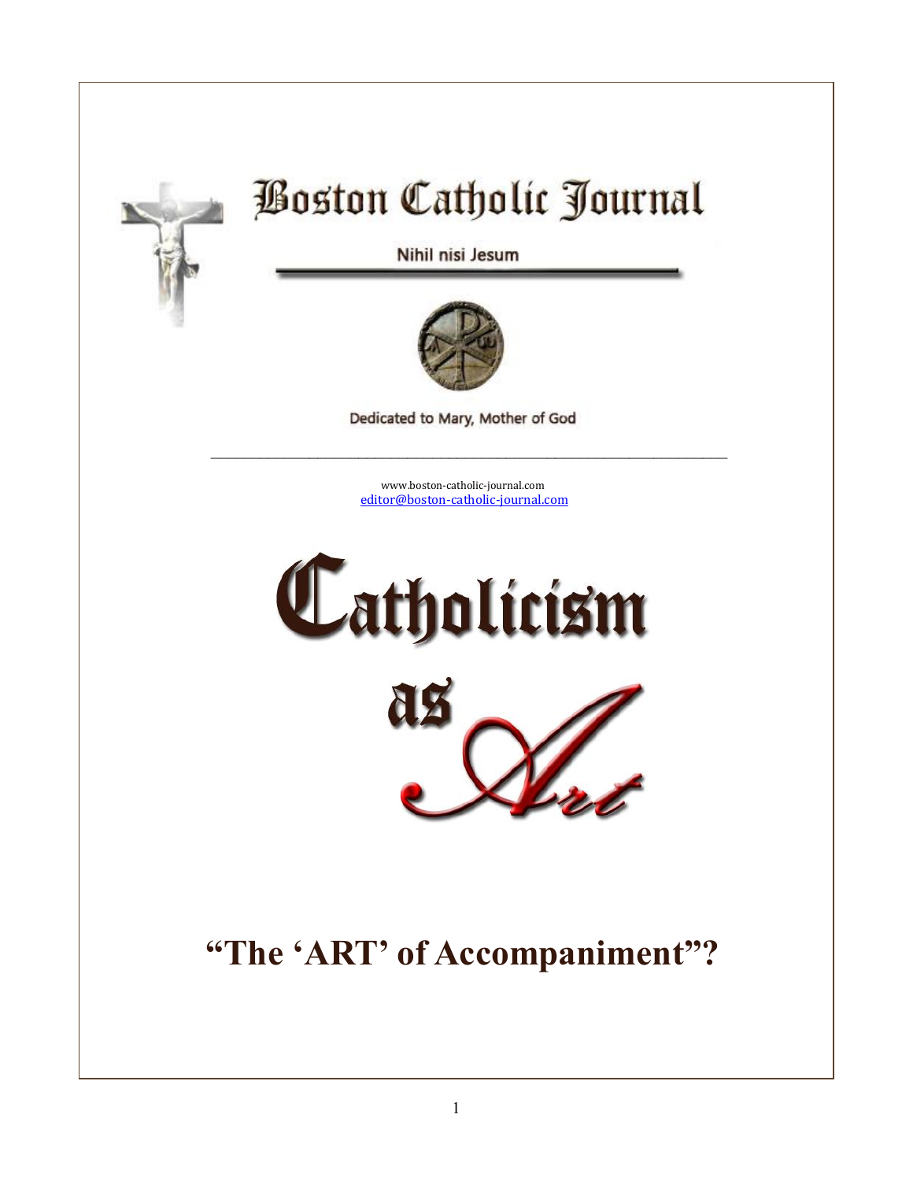# Boston Catholic Journal

Nihil nisi Jesum

Dedicated to Mary, Mother of God

---

www.boston-catholic-journal.com
editor@boston-catholic-journal.com

# Catholicism as Art

## "The 'ART' of Accompaniment"?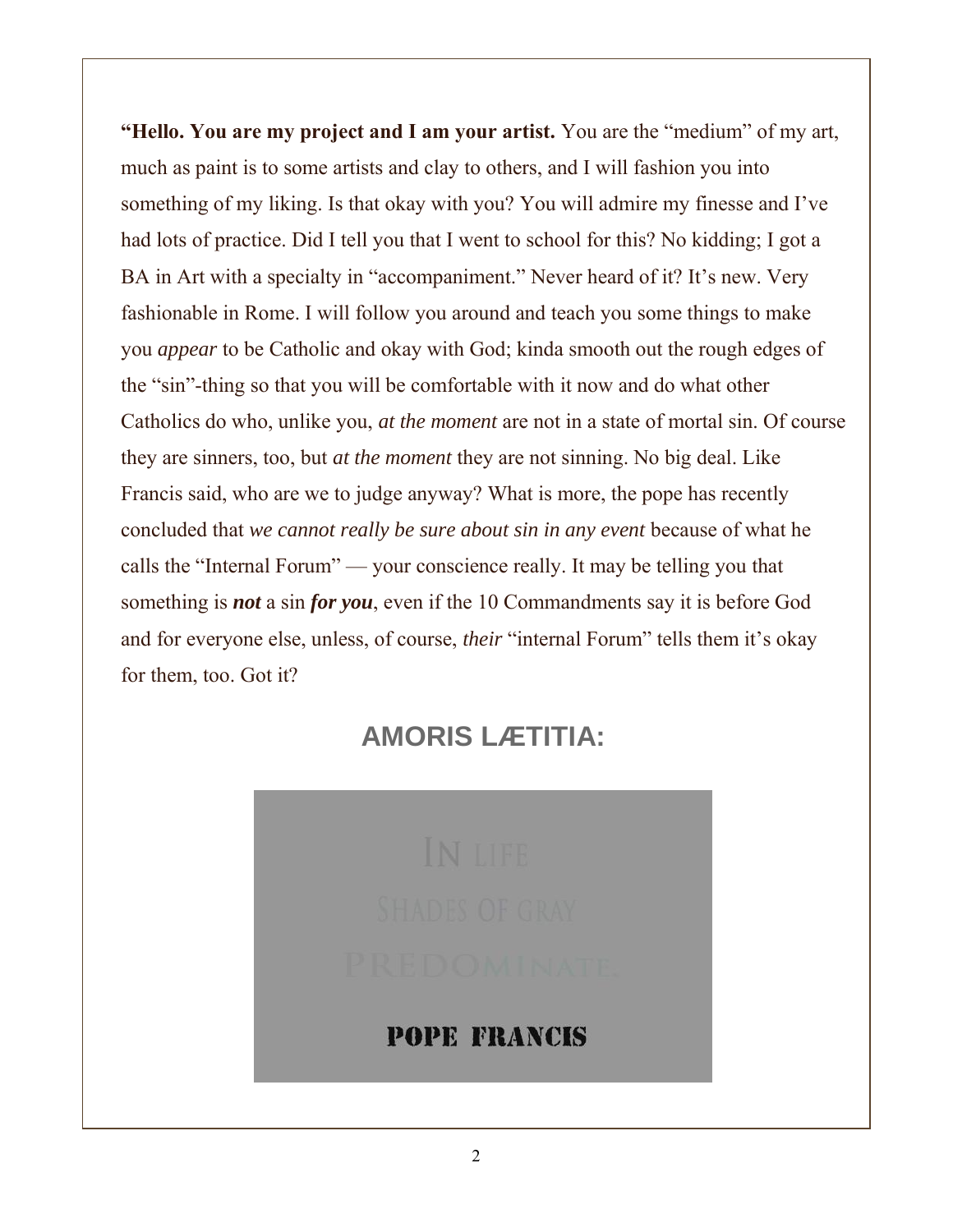**"Hello. You are my project and I am your artist.** You are the "medium" of my art, much as paint is to some artists and clay to others, and I will fashion you into something of my liking. Is that okay with you? You will admire my finesse and I've had lots of practice. Did I tell you that I went to school for this? No kidding; I got a BA in Art with a specialty in "accompaniment." Never heard of it? It's new. Very fashionable in Rome. I will follow you around and teach you some things to make you *appear* to be Catholic and okay with God; kinda smooth out the rough edges of the "sin"-thing so that you will be comfortable with it now and do what other Catholics do who, unlike you, *at the moment* are not in a state of mortal sin. Of course they are sinners, too, but *at the moment* they are not sinning. No big deal. Like Francis said, who are we to judge anyway? What is more, the pope has recently concluded that *we cannot really be sure about sin in any event* because of what he calls the "Internal Forum" — your conscience really. It may be telling you that something is ***not*** a sin ***for you***, even if the 10 Commandments say it is before God and for everyone else, unless, of course, *their* "internal Forum" tells them it's okay for them, too. Got it?

## AMORIS LÆTITIA:

IN LIFE
SHADES OF GRAY
PREDOMINATE.

**POPE FRANCIS**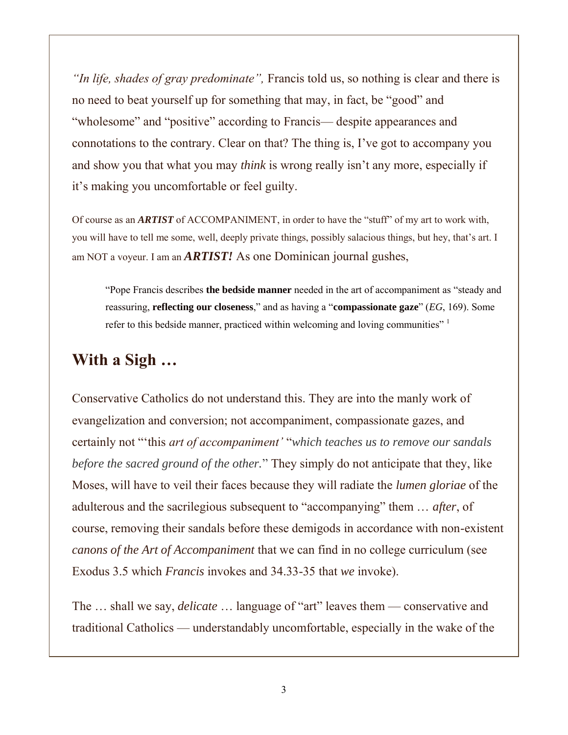*"In life, shades of gray predominate",* Francis told us, so nothing is clear and there is no need to beat yourself up for something that may, in fact, be "good" and "wholesome" and "positive" according to Francis— despite appearances and connotations to the contrary. Clear on that? The thing is, I've got to accompany you and show you that what you may *think* is wrong really isn't any more, especially if it's making you uncomfortable or feel guilty.

Of course as an ***ARTIST*** of ACCOMPANIMENT, in order to have the "stuff" of my art to work with, you will have to tell me some, well, deeply private things, possibly salacious things, but hey, that's art. I am NOT a voyeur. I am an ***ARTIST!*** As one Dominican journal gushes,

> "Pope Francis describes **the bedside manner** needed in the art of accompaniment as "steady and reassuring, **reflecting our closeness**," and as having a "**compassionate gaze**" (*EG*, 169). Some refer to this bedside manner, practiced within welcoming and loving communities" [1]

## With a Sigh …

Conservative Catholics do not understand this. They are into the manly work of evangelization and conversion; not accompaniment, compassionate gazes, and certainly not "'this *art of accompaniment'* "*which teaches us to remove our sandals before the sacred ground of the other.*" They simply do not anticipate that they, like Moses, will have to veil their faces because they will radiate the *lumen gloriae* of the adulterous and the sacrilegious subsequent to "accompanying" them … *after*, of course, removing their sandals before these demigods in accordance with non-existent *canons of the Art of Accompaniment* that we can find in no college curriculum (see Exodus 3.5 which *Francis* invokes and 34.33-35 that *we* invoke).

The … shall we say, *delicate* … language of "art" leaves them — conservative and traditional Catholics — understandably uncomfortable, especially in the wake of the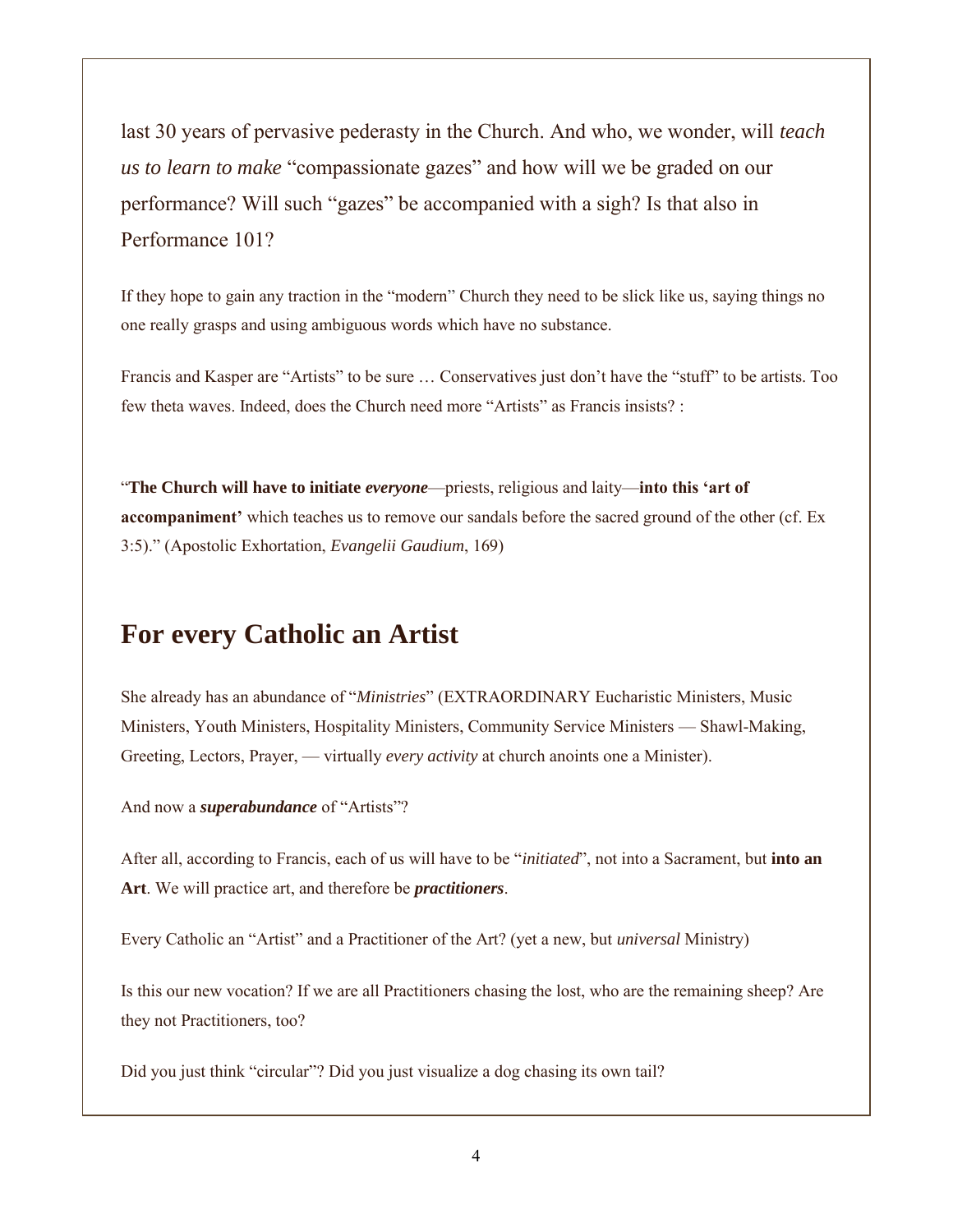last 30 years of pervasive pederasty in the Church. And who, we wonder, will *teach us to learn to make* "compassionate gazes" and how will we be graded on our performance? Will such "gazes" be accompanied with a sigh? Is that also in Performance 101?

If they hope to gain any traction in the "modern" Church they need to be slick like us, saying things no one really grasps and using ambiguous words which have no substance.

Francis and Kasper are "Artists" to be sure … Conservatives just don't have the "stuff" to be artists. Too few theta waves. Indeed, does the Church need more "Artists" as Francis insists? :

"**The Church will have to initiate *everyone***—priests, religious and laity—**into this 'art of accompaniment'** which teaches us to remove our sandals before the sacred ground of the other (cf. Ex 3:5)." (Apostolic Exhortation, *Evangelii Gaudium*, 169)

## For every Catholic an Artist

She already has an abundance of "*Ministries*" (EXTRAORDINARY Eucharistic Ministers, Music Ministers, Youth Ministers, Hospitality Ministers, Community Service Ministers — Shawl-Making, Greeting, Lectors, Prayer, — virtually *every activity* at church anoints one a Minister).

And now a ***superabundance*** of "Artists"?

After all, according to Francis, each of us will have to be "*initiated*", not into a Sacrament, but **into an Art**. We will practice art, and therefore be ***practitioners***.

Every Catholic an "Artist" and a Practitioner of the Art? (yet a new, but *universal* Ministry)

Is this our new vocation? If we are all Practitioners chasing the lost, who are the remaining sheep? Are they not Practitioners, too?

Did you just think "circular"? Did you just visualize a dog chasing its own tail?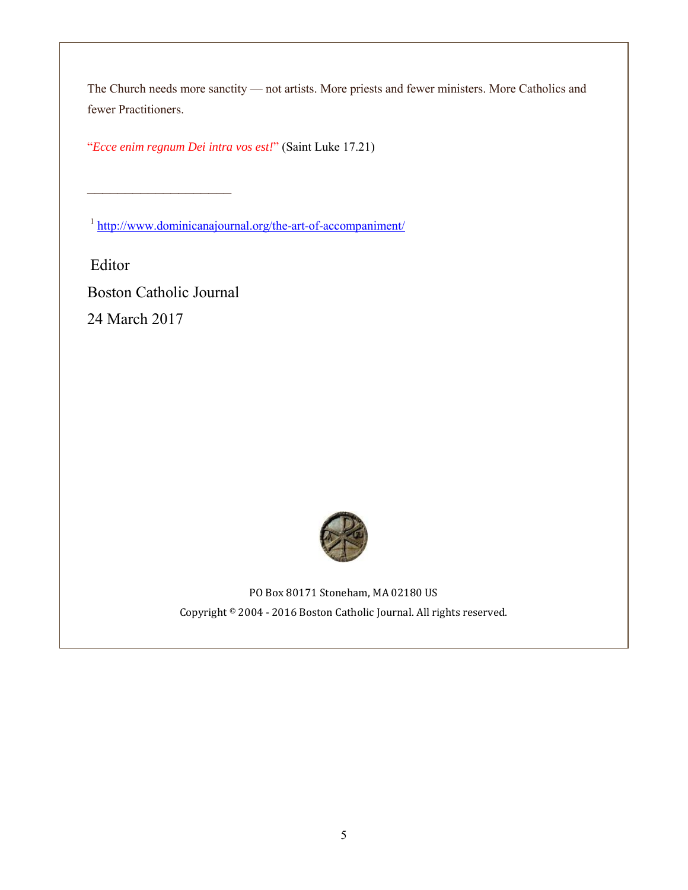The Church needs more sanctity — not artists. More priests and fewer ministers. More Catholics and fewer Practitioners.

"*Ecce enim regnum Dei intra vos est!*" (Saint Luke 17.21)

______________________

[1] http://www.dominicanajournal.org/the-art-of-accompaniment/

Editor

Boston Catholic Journal

24 March 2017

PO Box 80171 Stoneham, MA 02180 US

Copyright © 2004 - 2016 Boston Catholic Journal. All rights reserved.